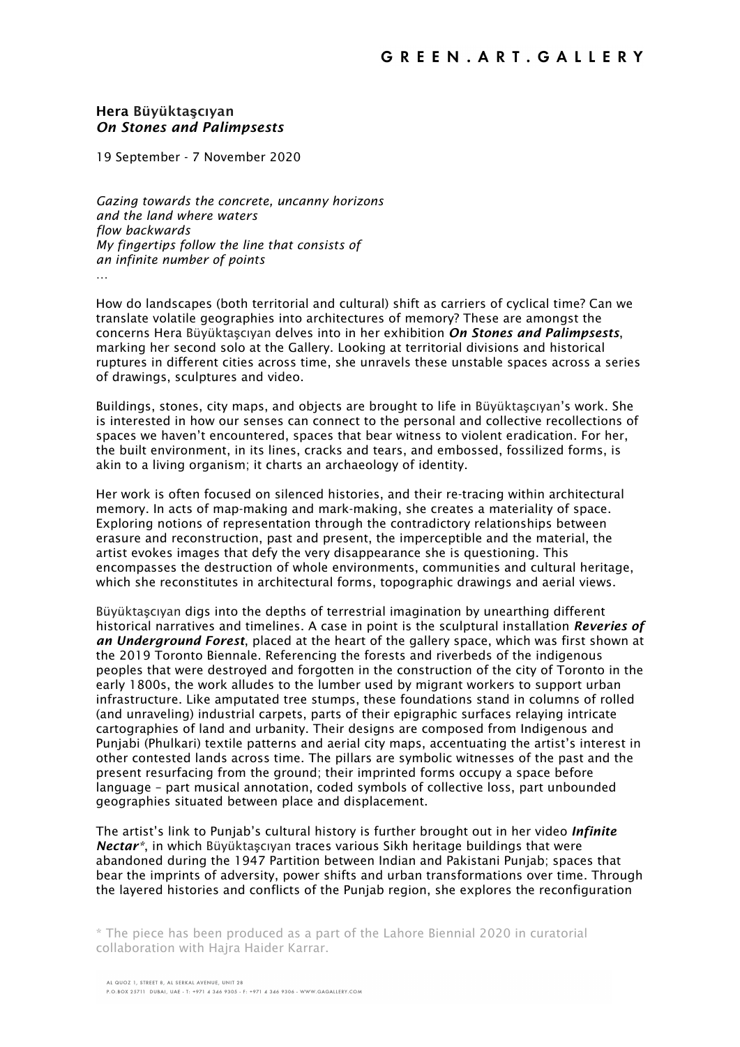**Hera Büyüktaşcıyan**
***On Stones and Palimpsests***

19 September - 7 November 2020

*Gazing towards the concrete, uncanny horizons*
*and the land where waters*
*flow backwards*
*My fingertips follow the line that consists of*
*an infinite number of points*
…

How do landscapes (both territorial and cultural) shift as carriers of cyclical time? Can we translate volatile geographies into architectures of memory? These are amongst the concerns Hera Büyüktaşcıyan delves into in her exhibition ***On Stones and Palimpsests***, marking her second solo at the Gallery. Looking at territorial divisions and historical ruptures in different cities across time, she unravels these unstable spaces across a series of drawings, sculptures and video.

Buildings, stones, city maps, and objects are brought to life in Büyüktaşcıyan's work. She is interested in how our senses can connect to the personal and collective recollections of spaces we haven't encountered, spaces that bear witness to violent eradication. For her, the built environment, in its lines, cracks and tears, and embossed, fossilized forms, is akin to a living organism; it charts an archaeology of identity.

Her work is often focused on silenced histories, and their re-tracing within architectural memory. In acts of map-making and mark-making, she creates a materiality of space. Exploring notions of representation through the contradictory relationships between erasure and reconstruction, past and present, the imperceptible and the material, the artist evokes images that defy the very disappearance she is questioning. This encompasses the destruction of whole environments, communities and cultural heritage, which she reconstitutes in architectural forms, topographic drawings and aerial views.

Büyüktaşcıyan digs into the depths of terrestrial imagination by unearthing different historical narratives and timelines. A case in point is the sculptural installation ***Reveries of an Underground Forest***, placed at the heart of the gallery space, which was first shown at the 2019 Toronto Biennale. Referencing the forests and riverbeds of the indigenous peoples that were destroyed and forgotten in the construction of the city of Toronto in the early 1800s, the work alludes to the lumber used by migrant workers to support urban infrastructure. Like amputated tree stumps, these foundations stand in columns of rolled (and unraveling) industrial carpets, parts of their epigraphic surfaces relaying intricate cartographies of land and urbanity. Their designs are composed from Indigenous and Punjabi (Phulkari) textile patterns and aerial city maps, accentuating the artist's interest in other contested lands across time. The pillars are symbolic witnesses of the past and the present resurfacing from the ground; their imprinted forms occupy a space before language – part musical annotation, coded symbols of collective loss, part unbounded geographies situated between place and displacement.

The artist's link to Punjab's cultural history is further brought out in her video ***Infinite Nectar****, in which Büyüktaşcıyan traces various Sikh heritage buildings that were abandoned during the 1947 Partition between Indian and Pakistani Punjab; spaces that bear the imprints of adversity, power shifts and urban transformations over time. Through the layered histories and conflicts of the Punjab region, she explores the reconfiguration

* The piece has been produced as a part of the Lahore Biennial 2020 in curatorial collaboration with Hajra Haider Karrar.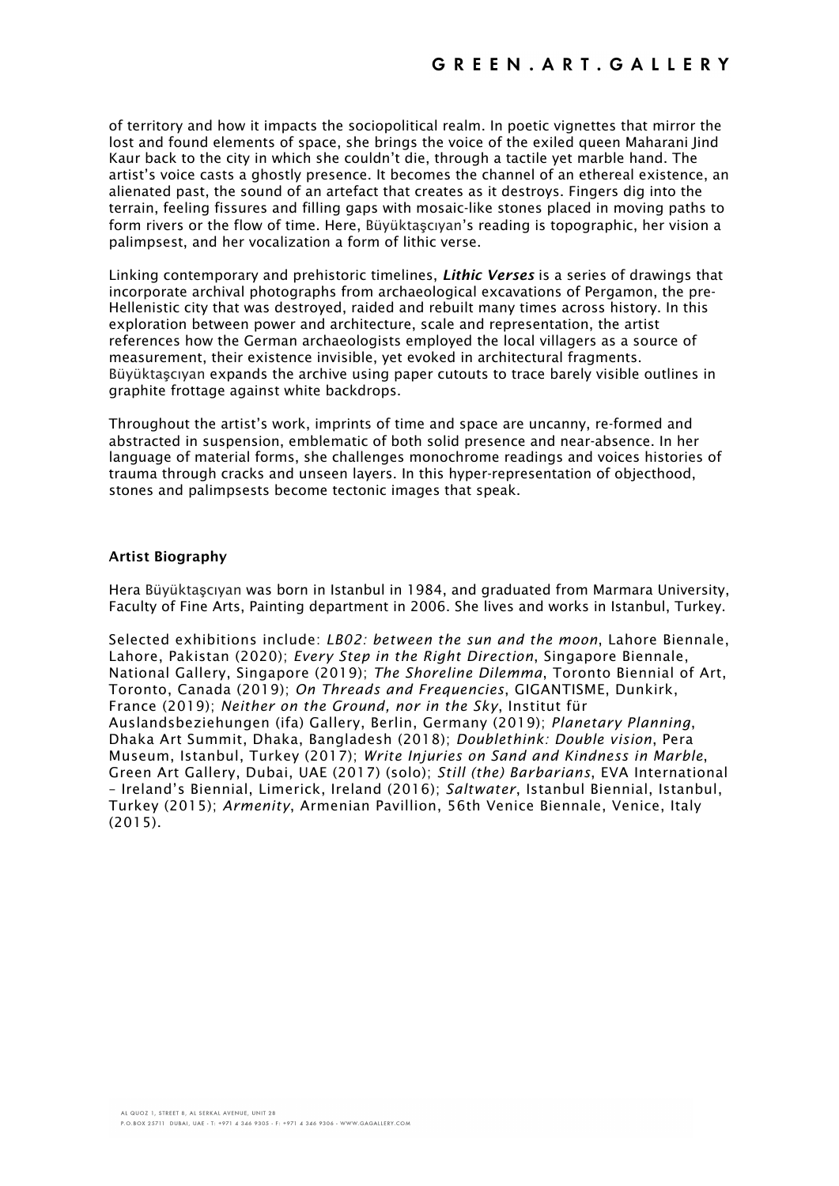of territory and how it impacts the sociopolitical realm. In poetic vignettes that mirror the lost and found elements of space, she brings the voice of the exiled queen Maharani Jind Kaur back to the city in which she couldn't die, through a tactile yet marble hand. The artist's voice casts a ghostly presence. It becomes the channel of an ethereal existence, an alienated past, the sound of an artefact that creates as it destroys. Fingers dig into the terrain, feeling fissures and filling gaps with mosaic-like stones placed in moving paths to form rivers or the flow of time. Here, Büyüktaşcıyan's reading is topographic, her vision a palimpsest, and her vocalization a form of lithic verse.

Linking contemporary and prehistoric timelines, ***Lithic Verses*** is a series of drawings that incorporate archival photographs from archaeological excavations of Pergamon, the pre-Hellenistic city that was destroyed, raided and rebuilt many times across history. In this exploration between power and architecture, scale and representation, the artist references how the German archaeologists employed the local villagers as a source of measurement, their existence invisible, yet evoked in architectural fragments. Büyüktaşcıyan expands the archive using paper cutouts to trace barely visible outlines in graphite frottage against white backdrops.

Throughout the artist's work, imprints of time and space are uncanny, re-formed and abstracted in suspension, emblematic of both solid presence and near-absence. In her language of material forms, she challenges monochrome readings and voices histories of trauma through cracks and unseen layers. In this hyper-representation of objecthood, stones and palimpsests become tectonic images that speak.

**Artist Biography**

Hera Büyüktaşcıyan was born in Istanbul in 1984, and graduated from Marmara University, Faculty of Fine Arts, Painting department in 2006. She lives and works in Istanbul, Turkey.

Selected exhibitions include: *LB02: between the sun and the moon*, Lahore Biennale, Lahore, Pakistan (2020); *Every Step in the Right Direction*, Singapore Biennale, National Gallery, Singapore (2019); *The Shoreline Dilemma*, Toronto Biennial of Art, Toronto, Canada (2019); *On Threads and Frequencies*, GIGANTISME, Dunkirk, France (2019); *Neither on the Ground, nor in the Sky*, Institut für Auslandsbeziehungen (ifa) Gallery, Berlin, Germany (2019); *Planetary Planning*, Dhaka Art Summit, Dhaka, Bangladesh (2018); *Doublethink: Double vision*, Pera Museum, Istanbul, Turkey (2017); *Write Injuries on Sand and Kindness in Marble*, Green Art Gallery, Dubai, UAE (2017) (solo); *Still (the) Barbarians*, EVA International – Ireland's Biennial, Limerick, Ireland (2016); *Saltwater*, Istanbul Biennial, Istanbul, Turkey (2015); *Armenity*, Armenian Pavillion, 56th Venice Biennale, Venice, Italy (2015).